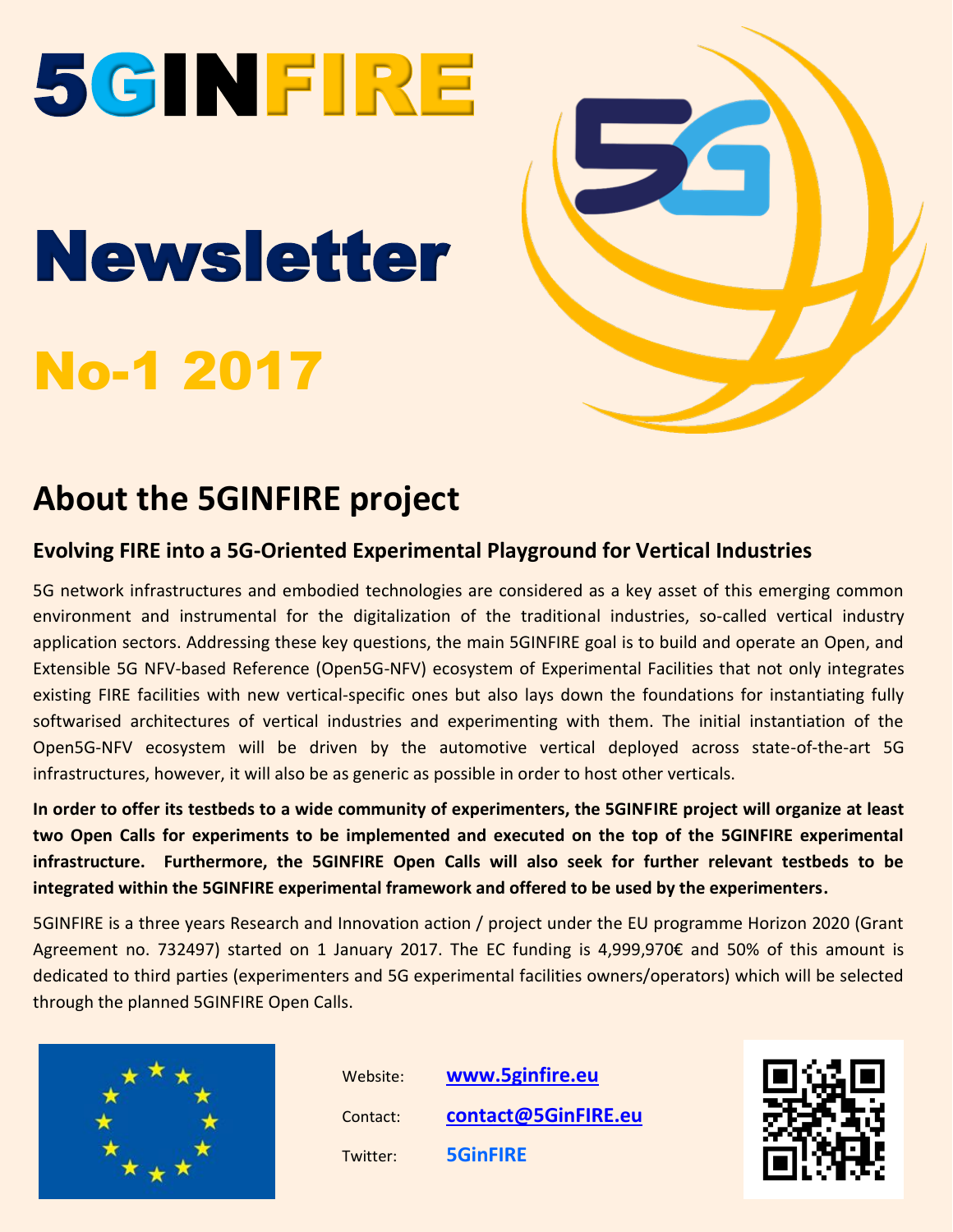# 5GINFIRE

# Newsletter

# No-1 2017

## About the 5GINFIRE project

### Evolving FIRE into a 5G-Oriented Experimental Playground for Vertical Industries

5G network infrastructures and embodied technologies are considered as a key asset of this emerging common environment and instrumental for the digitalization of the traditional industries, so-called vertical industry application sectors. Addressing these key questions, the main 5GINFIRE goal is to build and operate an Open, and Extensible 5G NFV-based Reference (Open5G-NFV) ecosystem of Experimental Facilities that not only integrates existing FIRE facilities with new vertical-specific ones but also lays down the foundations for instantiating fully softwarised architectures of vertical industries and experimenting with them. The initial instantiation of the Open5G-NFV ecosystem will be driven by the automotive vertical deployed across state-of-the-art 5G infrastructures, however, it will also be as generic as possible in order to host other verticals.

**In order to offer its testbeds to a wide community of experimenters, the 5GINFIRE project will organize at least two Open Calls for experiments to be implemented and executed on the top of the 5GINFIRE experimental infrastructure. Furthermore, the 5GINFIRE Open Calls will also seek for further relevant testbeds to be integrated within the 5GINFIRE experimental framework and offered to be used by the experimenters.**

5GINFIRE is a three years Research and Innovation action / project under the EU programme Horizon 2020 (Grant Agreement no. 732497) started on 1 January 2017. The EC funding is 4,999,970€ and 50% of this amount is dedicated to third parties (experimenters and 5G experimental facilities owners/operators) which will be selected through the planned 5GINFIRE Open Calls.

Website: **www.5ginfire.eu**

Contact: **contact@5GinFIRE.eu**

Twitter: **5GinFIRE**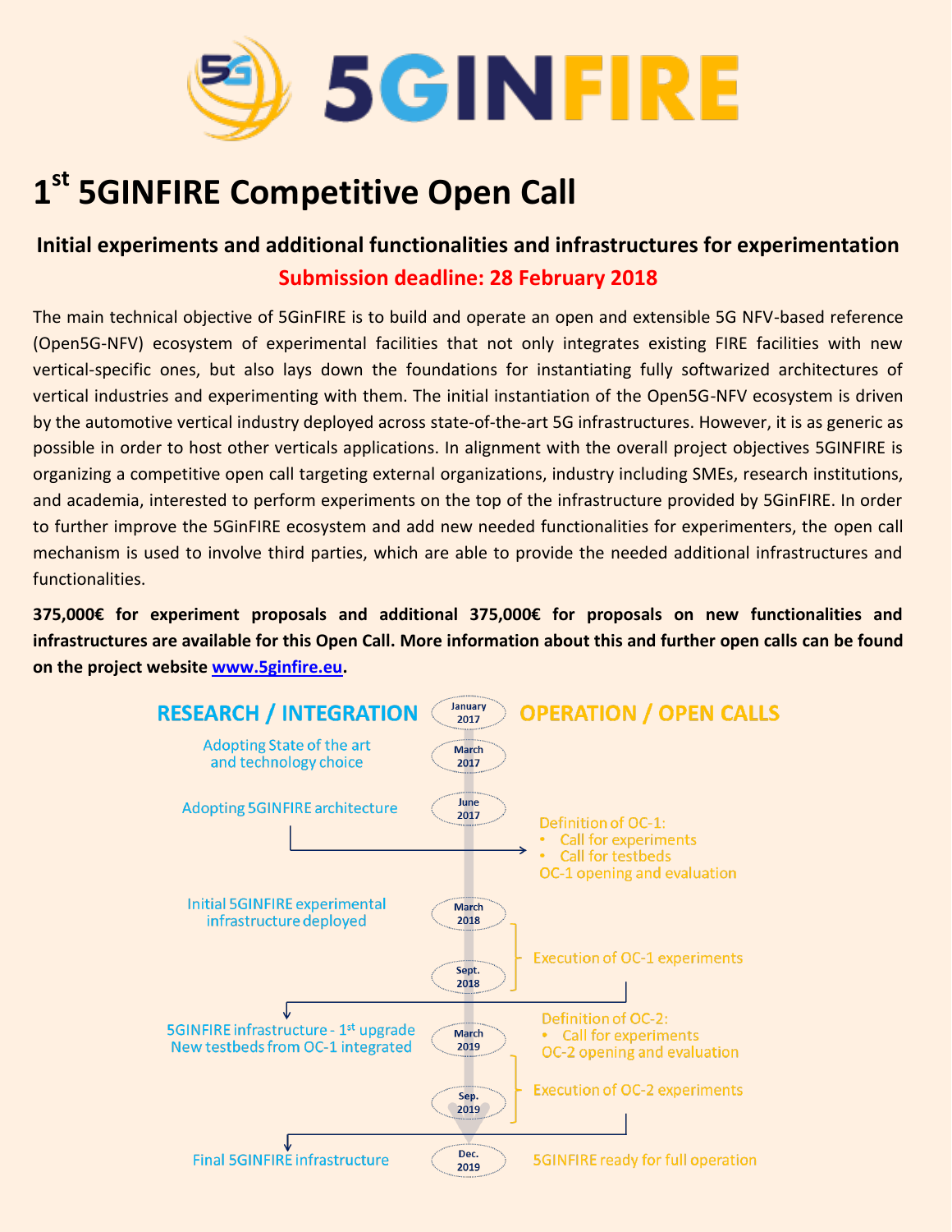# 5GINFIRE

# 1st 5GINFIRE Competitive Open Call

## Initial experiments and additional functionalities and infrastructures for experimentation

**Submission deadline: 28 February 2018**

The main technical objective of 5GinFIRE is to build and operate an open and extensible 5G NFV-based reference (Open5G-NFV) ecosystem of experimental facilities that not only integrates existing FIRE facilities with new vertical-specific ones, but also lays down the foundations for instantiating fully softwarized architectures of vertical industries and experimenting with them. The initial instantiation of the Open5G-NFV ecosystem is driven by the automotive vertical industry deployed across state-of-the-art 5G infrastructures. However, it is as generic as possible in order to host other verticals applications. In alignment with the overall project objectives 5GINFIRE is organizing a competitive open call targeting external organizations, industry including SMEs, research institutions, and academia, interested to perform experiments on the top of the infrastructure provided by 5GinFIRE. In order to further improve the 5GinFIRE ecosystem and add new needed functionalities for experimenters, the open call mechanism is used to involve third parties, which are able to provide the needed additional infrastructures and functionalities.

**375,000€ for experiment proposals and additional 375,000€ for proposals on new functionalities and infrastructures are available for this Open Call. More information about this and further open calls can be found on the project website [www.5ginfire.eu](http://www.5ginfire.eu).**

| RESEARCH / INTEGRATION | Date | OPERATION / OPEN CALLS |
|---|---|---|
| | January 2017 | |
| Adopting State of the art and technology choice | March 2017 | |
| Adopting 5GINFIRE architecture | June 2017 | Definition of OC-1: • Call for experiments • Call for testbeds; OC-1 opening and evaluation |
| Initial 5GINFIRE experimental infrastructure deployed | March 2018 | Execution of OC-1 experiments |
| | Sept. 2018 | |
| 5GINFIRE infrastructure - 1st upgrade; New testbeds from OC-1 integrated | March 2019 | Definition of OC-2: • Call for experiments; OC-2 opening and evaluation |
| | Sep. 2019 | Execution of OC-2 experiments |
| Final 5GINFIRE infrastructure | Dec. 2019 | 5GINFIRE ready for full operation |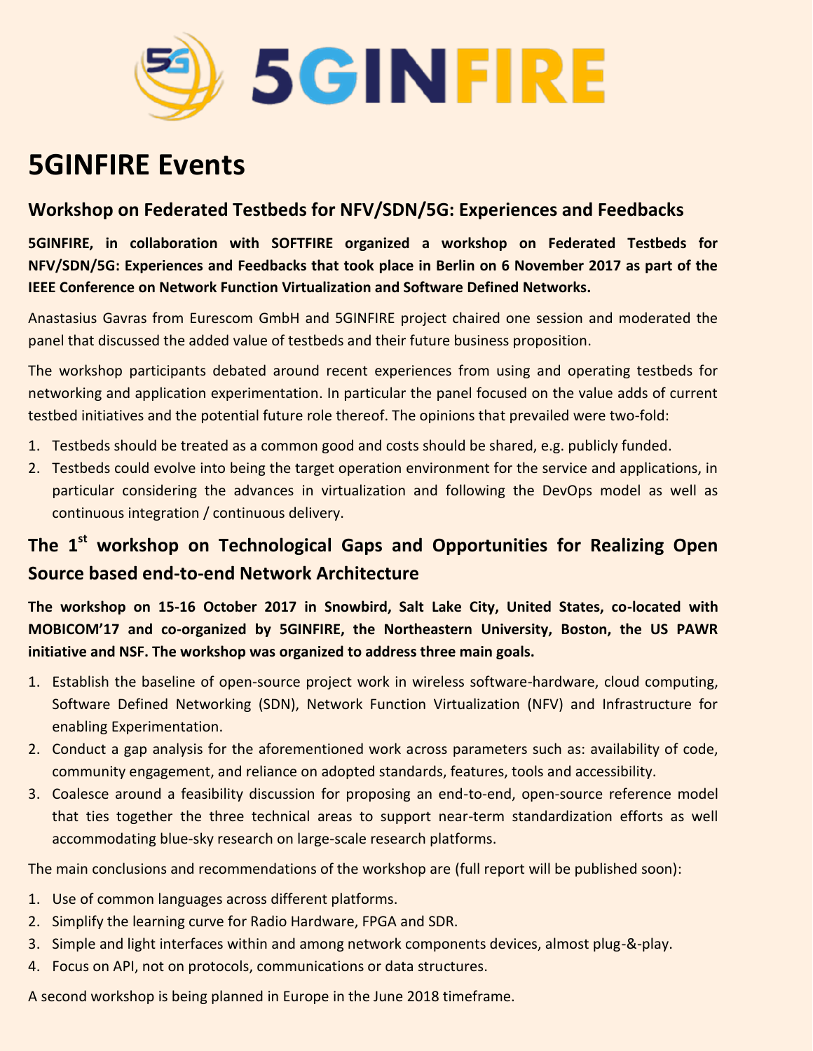# 5GINFIRE Events

## Workshop on Federated Testbeds for NFV/SDN/5G: Experiences and Feedbacks

**5GINFIRE, in collaboration with SOFTFIRE organized a workshop on Federated Testbeds for NFV/SDN/5G: Experiences and Feedbacks that took place in Berlin on 6 November 2017 as part of the IEEE Conference on Network Function Virtualization and Software Defined Networks.**

Anastasius Gavras from Eurescom GmbH and 5GINFIRE project chaired one session and moderated the panel that discussed the added value of testbeds and their future business proposition.

The workshop participants debated around recent experiences from using and operating testbeds for networking and application experimentation. In particular the panel focused on the value adds of current testbed initiatives and the potential future role thereof. The opinions that prevailed were two-fold:

1. Testbeds should be treated as a common good and costs should be shared, e.g. publicly funded.
2. Testbeds could evolve into being the target operation environment for the service and applications, in particular considering the advances in virtualization and following the DevOps model as well as continuous integration / continuous delivery.

## The 1st workshop on Technological Gaps and Opportunities for Realizing Open Source based end-to-end Network Architecture

**The workshop on 15-16 October 2017 in Snowbird, Salt Lake City, United States, co-located with MOBICOM'17 and co-organized by 5GINFIRE, the Northeastern University, Boston, the US PAWR initiative and NSF. The workshop was organized to address three main goals.**

1. Establish the baseline of open-source project work in wireless software-hardware, cloud computing, Software Defined Networking (SDN), Network Function Virtualization (NFV) and Infrastructure for enabling Experimentation.
2. Conduct a gap analysis for the aforementioned work across parameters such as: availability of code, community engagement, and reliance on adopted standards, features, tools and accessibility.
3. Coalesce around a feasibility discussion for proposing an end-to-end, open-source reference model that ties together the three technical areas to support near-term standardization efforts as well accommodating blue-sky research on large-scale research platforms.

The main conclusions and recommendations of the workshop are (full report will be published soon):

1. Use of common languages across different platforms.
2. Simplify the learning curve for Radio Hardware, FPGA and SDR.
3. Simple and light interfaces within and among network components devices, almost plug-&-play.
4. Focus on API, not on protocols, communications or data structures.

A second workshop is being planned in Europe in the June 2018 timeframe.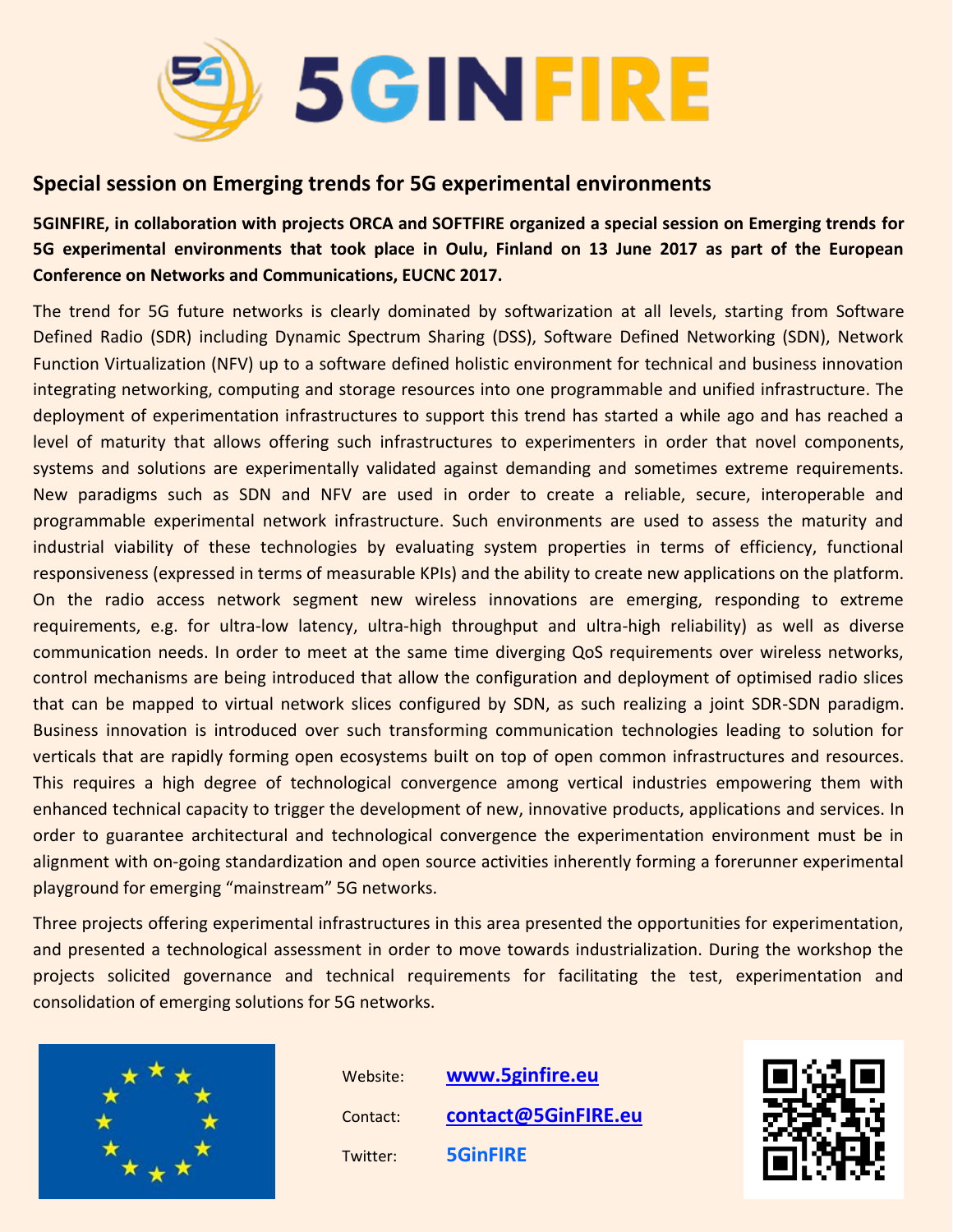# 5GINFIRE

## Special session on Emerging trends for 5G experimental environments

**5GINFIRE, in collaboration with projects ORCA and SOFTFIRE organized a special session on Emerging trends for 5G experimental environments that took place in Oulu, Finland on 13 June 2017 as part of the European Conference on Networks and Communications, EUCNC 2017.**

The trend for 5G future networks is clearly dominated by softwarization at all levels, starting from Software Defined Radio (SDR) including Dynamic Spectrum Sharing (DSS), Software Defined Networking (SDN), Network Function Virtualization (NFV) up to a software defined holistic environment for technical and business innovation integrating networking, computing and storage resources into one programmable and unified infrastructure. The deployment of experimentation infrastructures to support this trend has started a while ago and has reached a level of maturity that allows offering such infrastructures to experimenters in order that novel components, systems and solutions are experimentally validated against demanding and sometimes extreme requirements. New paradigms such as SDN and NFV are used in order to create a reliable, secure, interoperable and programmable experimental network infrastructure. Such environments are used to assess the maturity and industrial viability of these technologies by evaluating system properties in terms of efficiency, functional responsiveness (expressed in terms of measurable KPIs) and the ability to create new applications on the platform. On the radio access network segment new wireless innovations are emerging, responding to extreme requirements, e.g. for ultra-low latency, ultra-high throughput and ultra-high reliability) as well as diverse communication needs. In order to meet at the same time diverging QoS requirements over wireless networks, control mechanisms are being introduced that allow the configuration and deployment of optimised radio slices that can be mapped to virtual network slices configured by SDN, as such realizing a joint SDR-SDN paradigm. Business innovation is introduced over such transforming communication technologies leading to solution for verticals that are rapidly forming open ecosystems built on top of open common infrastructures and resources. This requires a high degree of technological convergence among vertical industries empowering them with enhanced technical capacity to trigger the development of new, innovative products, applications and services. In order to guarantee architectural and technological convergence the experimentation environment must be in alignment with on-going standardization and open source activities inherently forming a forerunner experimental playground for emerging “mainstream” 5G networks.

Three projects offering experimental infrastructures in this area presented the opportunities for experimentation, and presented a technological assessment in order to move towards industrialization. During the workshop the projects solicited governance and technical requirements for facilitating the test, experimentation and consolidation of emerging solutions for 5G networks.

Website: **www.5ginfire.eu**

Contact: **contact@5GinFIRE.eu**

Twitter: **5GinFIRE**